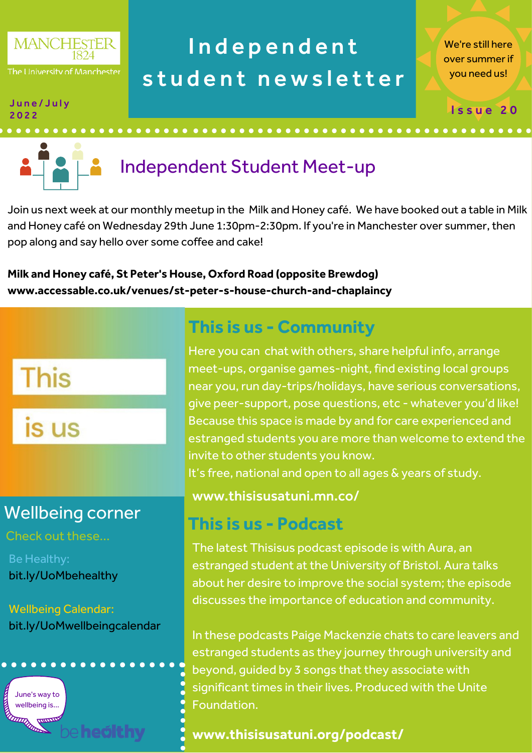MANCHESTER 1824

The University of Manchester

June/July 2022

# Independent student newsletter

We're still here over summer if you need us!

Issue 20

## Independent Student Meet-up

Join us next week at our monthly meetup in the Milk and Honey café. We have booked out a table in Milk and Honey café on Wednesday 29th June 1:30pm-2:30pm. If you're in Manchester over summer, then pop along and say hello over some coffee and cake!

**Milk and Honey café, St Peter's House, Oxford Road (opposite Brewdog)**
**www.accessable.co.uk/venues/st-peter-s-house-church-and-chaplaincy**

This is us

## This is us - Community

Here you can chat with others, share helpful info, arrange meet-ups, organise games-night, find existing local groups near you, run day-trips/holidays, have serious conversations, give peer-support, pose questions, etc - whatever you'd like! Because this space is made by and for care experienced and estranged students you are more than welcome to extend the invite to other students you know.

It's free, national and open to all ages & years of study.

**www.thisisusatuni.mn.co/**

## This is us - Podcast

The latest Thisisus podcast episode is with Aura, an estranged student at the University of Bristol. Aura talks about her desire to improve the social system; the episode discusses the importance of education and community.

In these podcasts Paige Mackenzie chats to care leavers and estranged students as they journey through university and beyond, guided by 3 songs that they associate with significant times in their lives. Produced with the Unite Foundation.

**www.thisisusatuni.org/podcast/**

## Wellbeing corner

Check out these...

Be Healthy:
bit.ly/UoMbehealthy

Wellbeing Calendar:
bit.ly/UoMwellbeingcalendar

June's way to wellbeing is... be healthy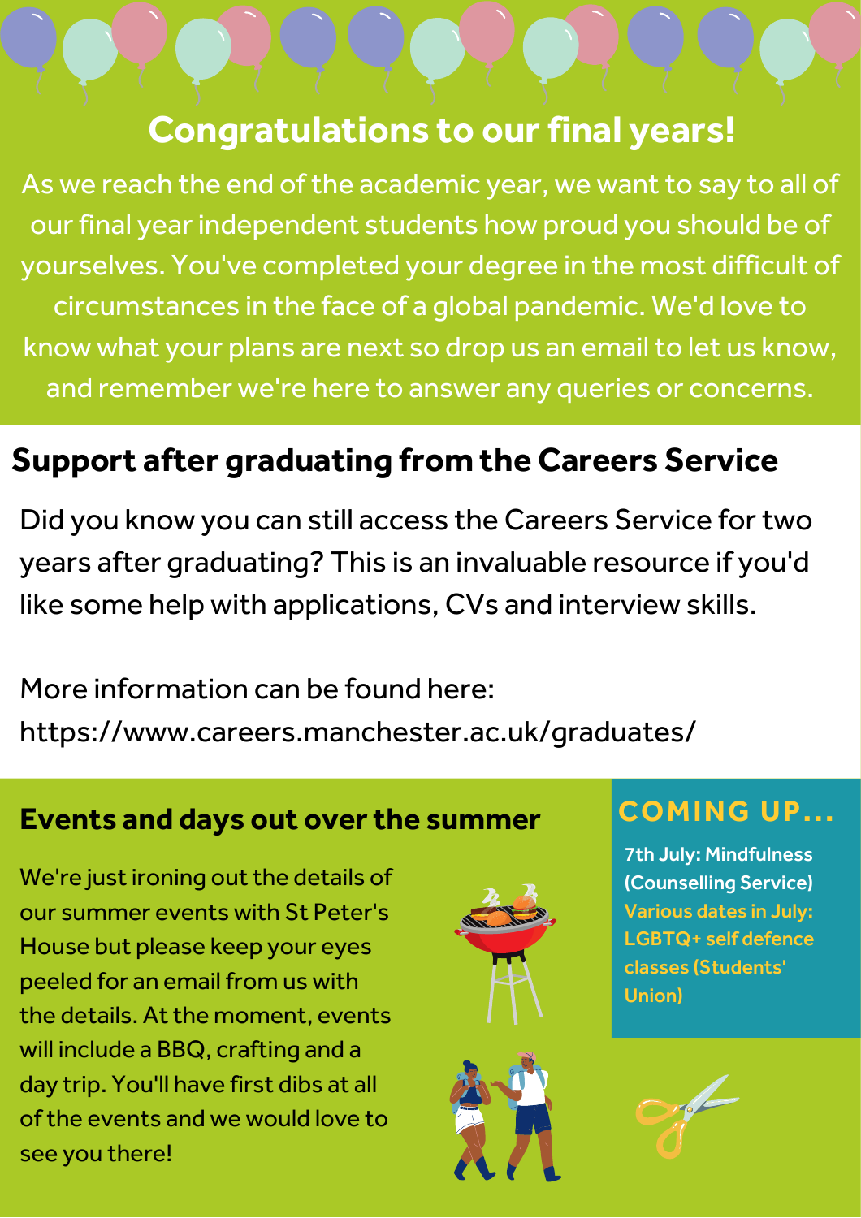## Congratulations to our final years!

As we reach the end of the academic year, we want to say to all of our final year independent students how proud you should be of yourselves. You've completed your degree in the most difficult of circumstances in the face of a global pandemic. We'd love to know what your plans are next so drop us an email to let us know, and remember we're here to answer any queries or concerns.

## Support after graduating from the Careers Service

Did you know you can still access the Careers Service for two years after graduating? This is an invaluable resource if you'd like some help with applications, CVs and interview skills.

More information can be found here: https://www.careers.manchester.ac.uk/graduates/

## Events and days out over the summer

We're just ironing out the details of our summer events with St Peter's House but please keep your eyes peeled for an email from us with the details. At the moment, events will include a BBQ, crafting and a day trip. You'll have first dibs at all of the events and we would love to see you there!

## COMING UP...

**7th July: Mindfulness (Counselling Service)**

**Various dates in July: LGBTQ+ self defence classes (Students' Union)**